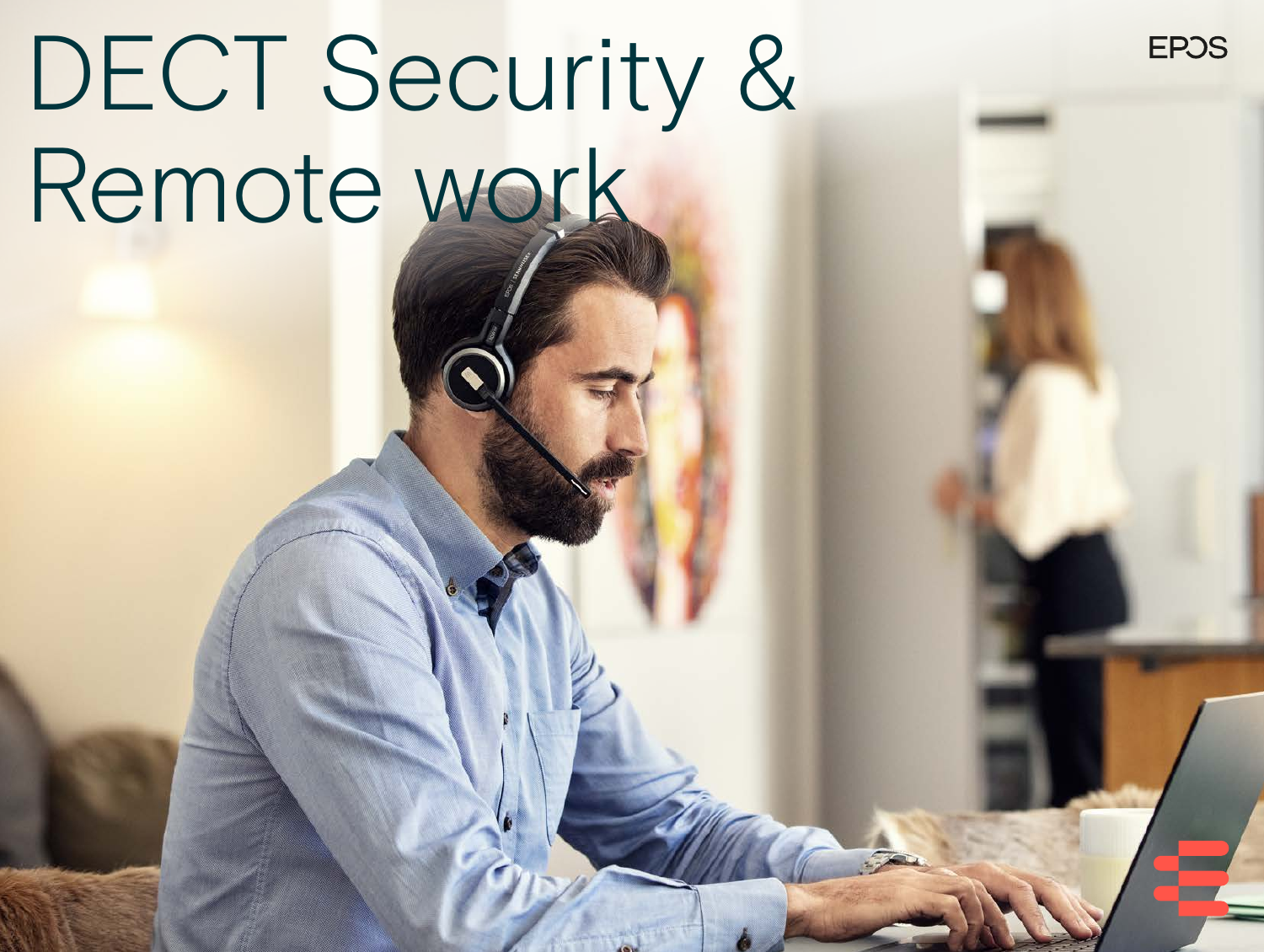# DECT Security & Remote work

EPOS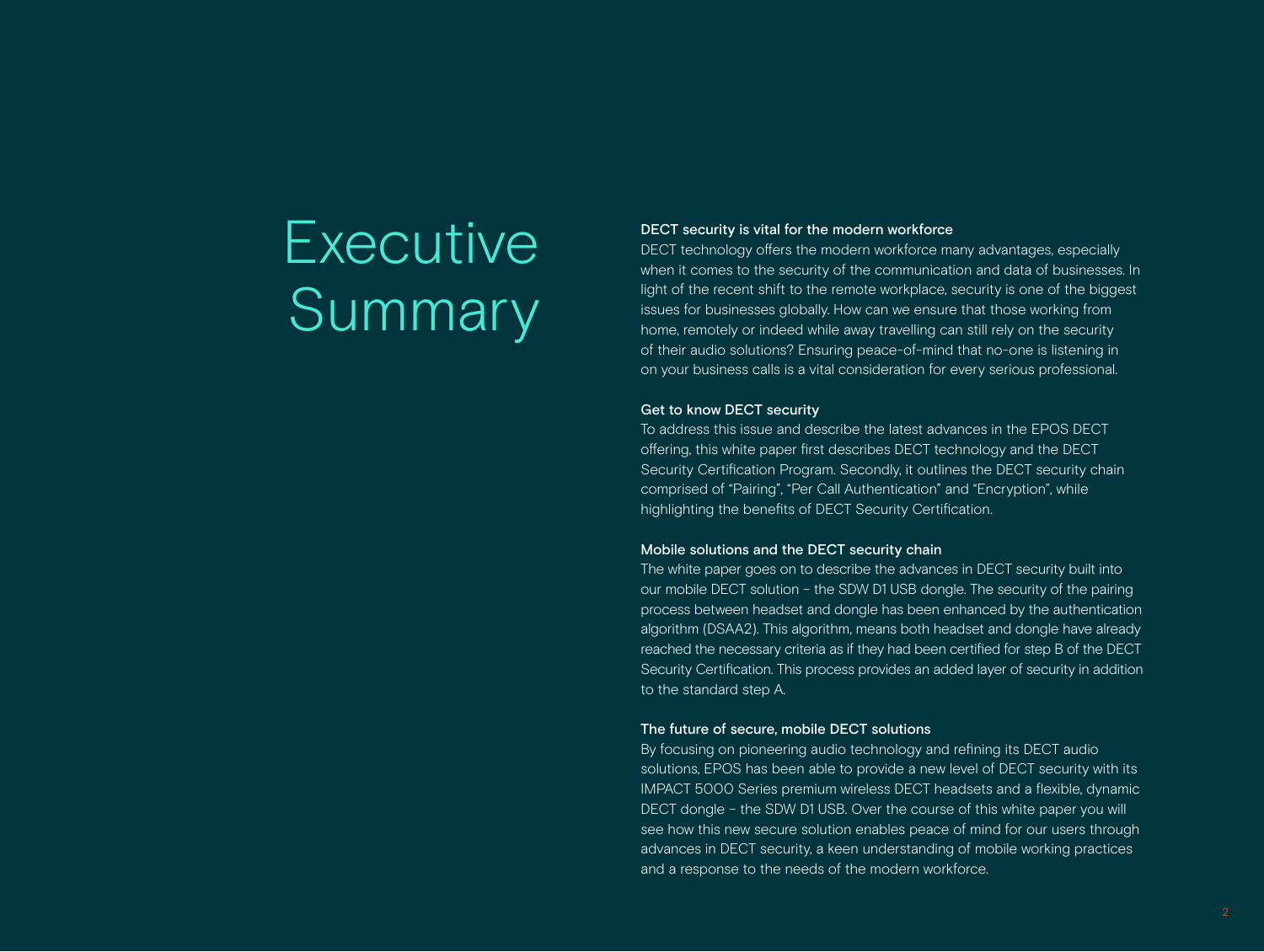# Executive Summary

### DECT security is vital for the modern workforce

DECT technology offers the modern workforce many advantages, especially when it comes to the security of the communication and data of businesses. In light of the recent shift to the remote workplace, security is one of the biggest issues for businesses globally. How can we ensure that those working from home, remotely or indeed while away travelling can still rely on the security of their audio solutions? Ensuring peace-of-mind that no-one is listening in on your business calls is a vital consideration for every serious professional.

### Get to know DECT security

To address this issue and describe the latest advances in the EPOS DECT offering, this white paper first describes DECT technology and the DECT Security Certification Program. Secondly, it outlines the DECT security chain comprised of "Pairing", "Per Call Authentication" and "Encryption", while highlighting the benefits of DECT Security Certification.

### Mobile solutions and the DECT security chain

The white paper goes on to describe the advances in DECT security built into our mobile DECT solution – the SDW D1 USB dongle. The security of the pairing process between headset and dongle has been enhanced by the authentication algorithm (DSAA2). This algorithm, means both headset and dongle have already reached the necessary criteria as if they had been certified for step B of the DECT Security Certification. This process provides an added layer of security in addition to the standard step A.

### The future of secure, mobile DECT solutions

By focusing on pioneering audio technology and refining its DECT audio solutions, EPOS has been able to provide a new level of DECT security with its IMPACT 5000 Series premium wireless DECT headsets and a flexible, dynamic DECT dongle – the SDW D1 USB. Over the course of this white paper you will see how this new secure solution enables peace of mind for our users through advances in DECT security, a keen understanding of mobile working practices and a response to the needs of the modern workforce.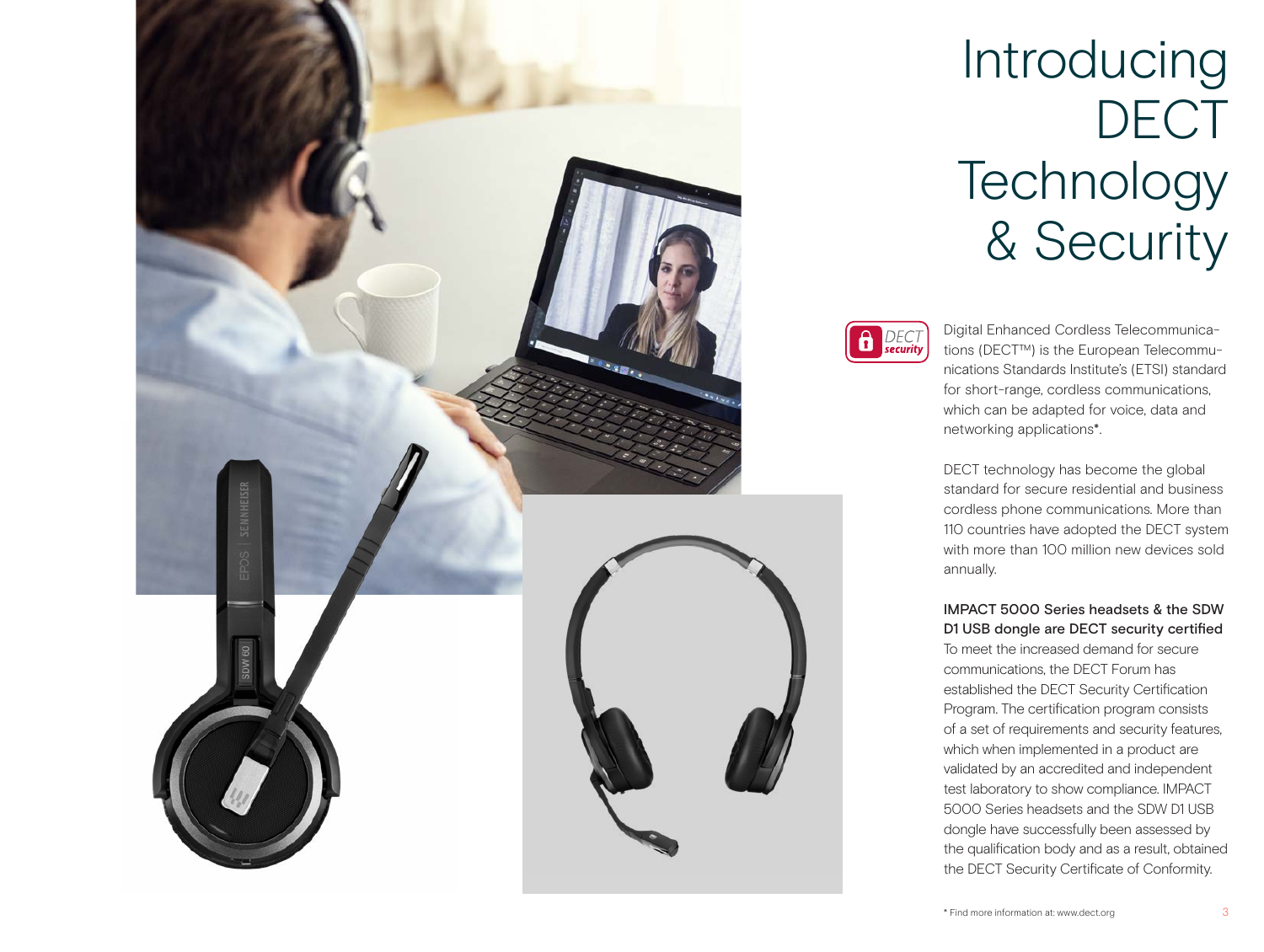# Introducing DECT Technology & Security

Digital Enhanced Cordless Telecommunications (DECT™) is the European Telecommunications Standards Institute's (ETSI) standard for short-range, cordless communications, which can be adapted for voice, data and networking applications*.

DECT technology has become the global standard for secure residential and business cordless phone communications. More than 110 countries have adopted the DECT system with more than 100 million new devices sold annually.

**IMPACT 5000 Series headsets & the SDW D1 USB dongle are DECT security certified**

To meet the increased demand for secure communications, the DECT Forum has established the DECT Security Certification Program. The certification program consists of a set of requirements and security features, which when implemented in a product are validated by an accredited and independent test laboratory to show compliance. IMPACT 5000 Series headsets and the SDW D1 USB dongle have successfully been assessed by the qualification body and as a result, obtained the DECT Security Certificate of Conformity.

* Find more information at: www.dect.org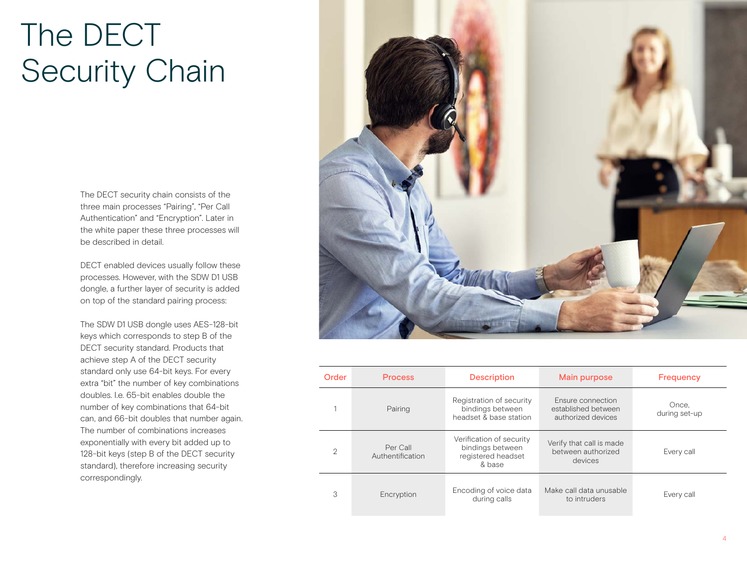# The DECT Security Chain

The DECT security chain consists of the three main processes "Pairing", "Per Call Authentication" and "Encryption". Later in the white paper these three processes will be described in detail.

DECT enabled devices usually follow these processes. However, with the SDW D1 USB dongle, a further layer of security is added on top of the standard pairing process:

The SDW D1 USB dongle uses AES-128-bit keys which corresponds to step B of the DECT security standard. Products that achieve step A of the DECT security standard only use 64-bit keys. For every extra "bit" the number of key combinations doubles. I.e. 65-bit enables double the number of key combinations that 64-bit can, and 66-bit doubles that number again. The number of combinations increases exponentially with every bit added up to 128-bit keys (step B of the DECT security standard), therefore increasing security correspondingly.

| Order | Process | Description | Main purpose | Frequency |
|---|---|---|---|---|
| 1 | Pairing | Registration of security bindings between headset & base station | Ensure connection established between authorized devices | Once, during set-up |
| 2 | Per Call Authentification | Verification of security bindings between registered headset & base | Verify that call is made between authorized devices | Every call |
| 3 | Encryption | Encoding of voice data during calls | Make call data unusable to intruders | Every call |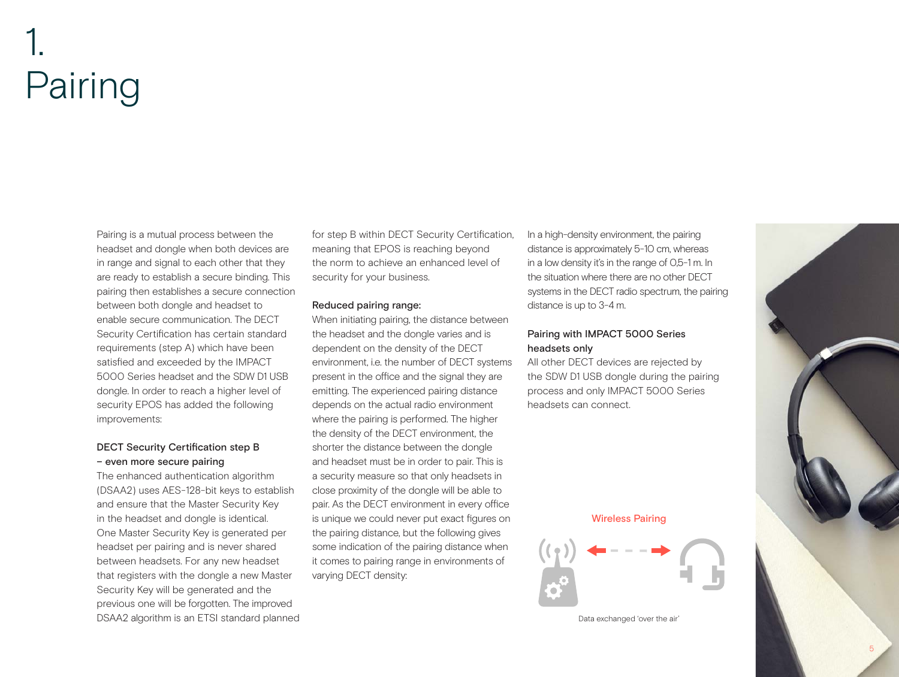# 1. Pairing

Pairing is a mutual process between the headset and dongle when both devices are in range and signal to each other that they are ready to establish a secure binding. This pairing then establishes a secure connection between both dongle and headset to enable secure communication. The DECT Security Certification has certain standard requirements (step A) which have been satisfied and exceeded by the IMPACT 5000 Series headset and the SDW D1 USB dongle. In order to reach a higher level of security EPOS has added the following improvements:

**DECT Security Certification step B – even more secure pairing**

The enhanced authentication algorithm (DSAA2) uses AES-128-bit keys to establish and ensure that the Master Security Key in the headset and dongle is identical. One Master Security Key is generated per headset per pairing and is never shared between headsets. For any new headset that registers with the dongle a new Master Security Key will be generated and the previous one will be forgotten. The improved DSAA2 algorithm is an ETSI standard planned for step B within DECT Security Certification, meaning that EPOS is reaching beyond the norm to achieve an enhanced level of security for your business.

**Reduced pairing range:**

When initiating pairing, the distance between the headset and the dongle varies and is dependent on the density of the DECT environment, i.e. the number of DECT systems present in the office and the signal they are emitting. The experienced pairing distance depends on the actual radio environment where the pairing is performed. The higher the density of the DECT environment, the shorter the distance between the dongle and headset must be in order to pair. This is a security measure so that only headsets in close proximity of the dongle will be able to pair. As the DECT environment in every office is unique we could never put exact figures on the pairing distance, but the following gives some indication of the pairing distance when it comes to pairing range in environments of varying DECT density:

In a high-density environment, the pairing distance is approximately 5-10 cm, whereas in a low density it's in the range of 0,5-1 m. In the situation where there are no other DECT systems in the DECT radio spectrum, the pairing distance is up to 3-4 m.

**Pairing with IMPACT 5000 Series headsets only**

All other DECT devices are rejected by the SDW D1 USB dongle during the pairing process and only IMPACT 5000 Series headsets can connect.

Wireless Pairing

Data exchanged 'over the air'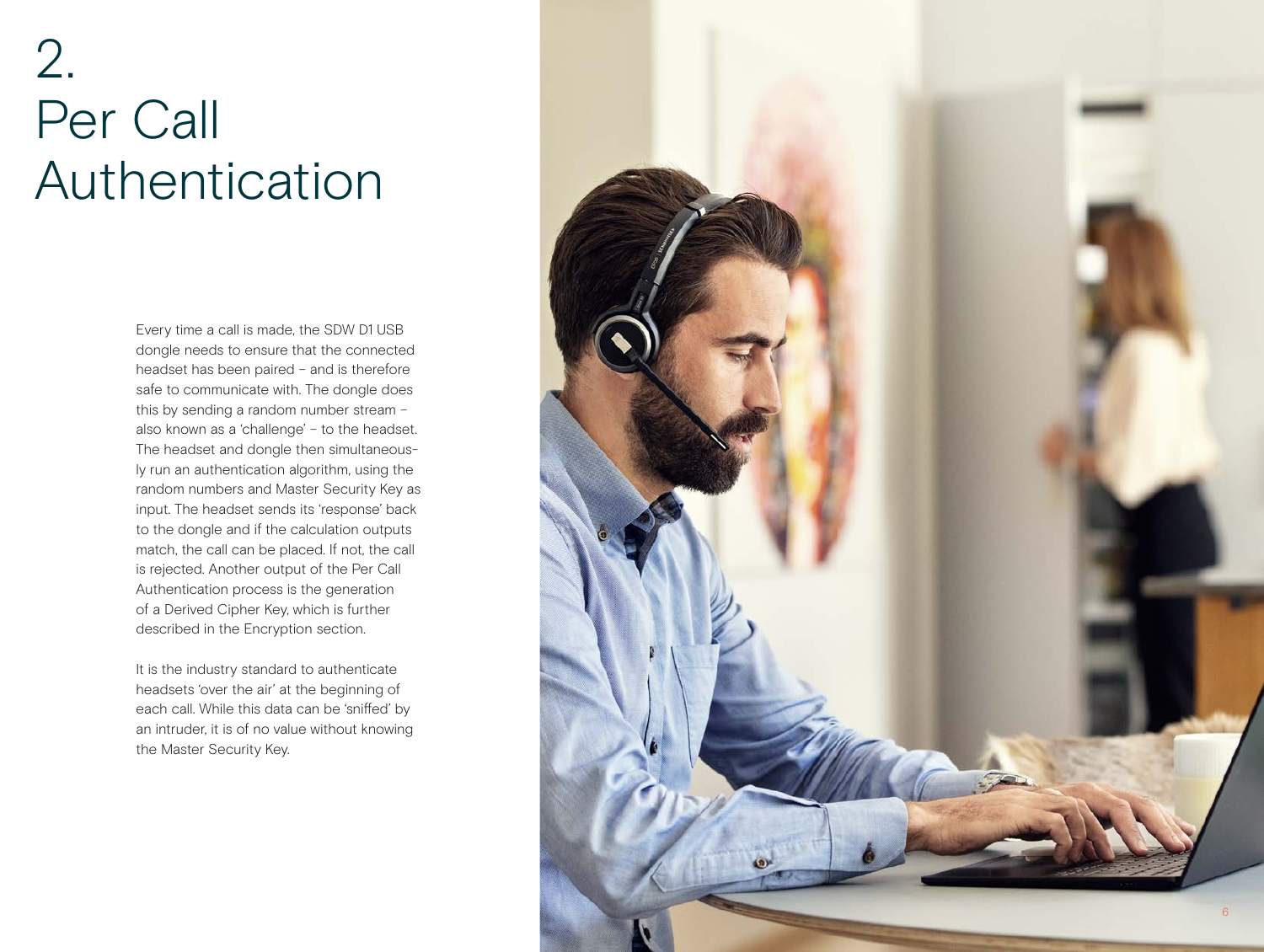# 2. Per Call Authentication

Every time a call is made, the SDW D1 USB dongle needs to ensure that the connected headset has been paired – and is therefore safe to communicate with. The dongle does this by sending a random number stream – also known as a 'challenge' – to the headset. The headset and dongle then simultaneously run an authentication algorithm, using the random numbers and Master Security Key as input. The headset sends its 'response' back to the dongle and if the calculation outputs match, the call can be placed. If not, the call is rejected. Another output of the Per Call Authentication process is the generation of a Derived Cipher Key, which is further described in the Encryption section.

It is the industry standard to authenticate headsets 'over the air' at the beginning of each call. While this data can be 'sniffed' by an intruder, it is of no value without knowing the Master Security Key.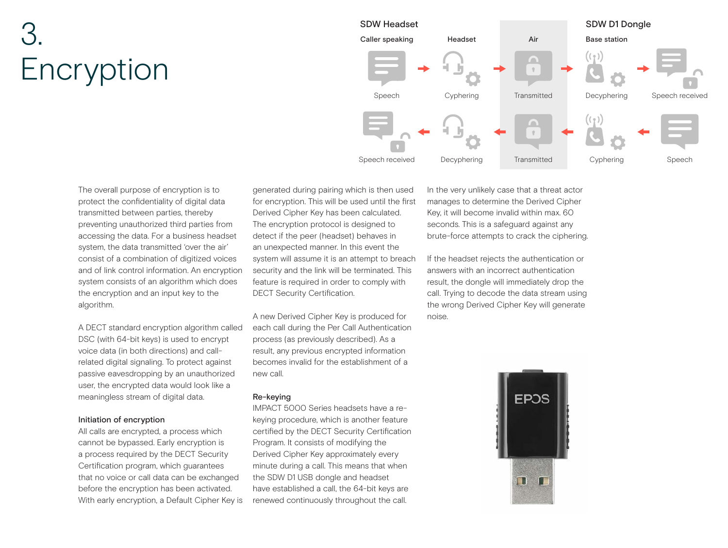# 3. Encryption

**SDW Headset** | **SDW D1 Dongle**

| Caller speaking | Headset | Air | Base station | |
|---|---|---|---|---|
| Speech | Cyphering | Transmitted | Decyphering | Speech received |
| Speech received | Decyphering | Transmitted | Cyphering | Speech |

The overall purpose of encryption is to protect the confidentiality of digital data transmitted between parties, thereby preventing unauthorized third parties from accessing the data. For a business headset system, the data transmitted 'over the air' consist of a combination of digitized voices and of link control information. An encryption system consists of an algorithm which does the encryption and an input key to the algorithm.

A DECT standard encryption algorithm called DSC (with 64-bit keys) is used to encrypt voice data (in both directions) and call-related digital signaling. To protect against passive eavesdropping by an unauthorized user, the encrypted data would look like a meaningless stream of digital data.

### Initiation of encryption

All calls are encrypted, a process which cannot be bypassed. Early encryption is a process required by the DECT Security Certification program, which guarantees that no voice or call data can be exchanged before the encryption has been activated. With early encryption, a Default Cipher Key is generated during pairing which is then used for encryption. This will be used until the first Derived Cipher Key has been calculated. The encryption protocol is designed to detect if the peer (headset) behaves in an unexpected manner. In this event the system will assume it is an attempt to breach security and the link will be terminated. This feature is required in order to comply with DECT Security Certification.

A new Derived Cipher Key is produced for each call during the Per Call Authentication process (as previously described). As a result, any previous encrypted information becomes invalid for the establishment of a new call.

### Re-keying

IMPACT 5000 Series headsets have a re-keying procedure, which is another feature certified by the DECT Security Certification Program. It consists of modifying the Derived Cipher Key approximately every minute during a call. This means that when the SDW D1 USB dongle and headset have established a call, the 64-bit keys are renewed continuously throughout the call.

In the very unlikely case that a threat actor manages to determine the Derived Cipher Key, it will become invalid within max. 60 seconds. This is a safeguard against any brute-force attempts to crack the ciphering.

If the headset rejects the authentication or answers with an incorrect authentication result, the dongle will immediately drop the call. Trying to decode the data stream using the wrong Derived Cipher Key will generate noise.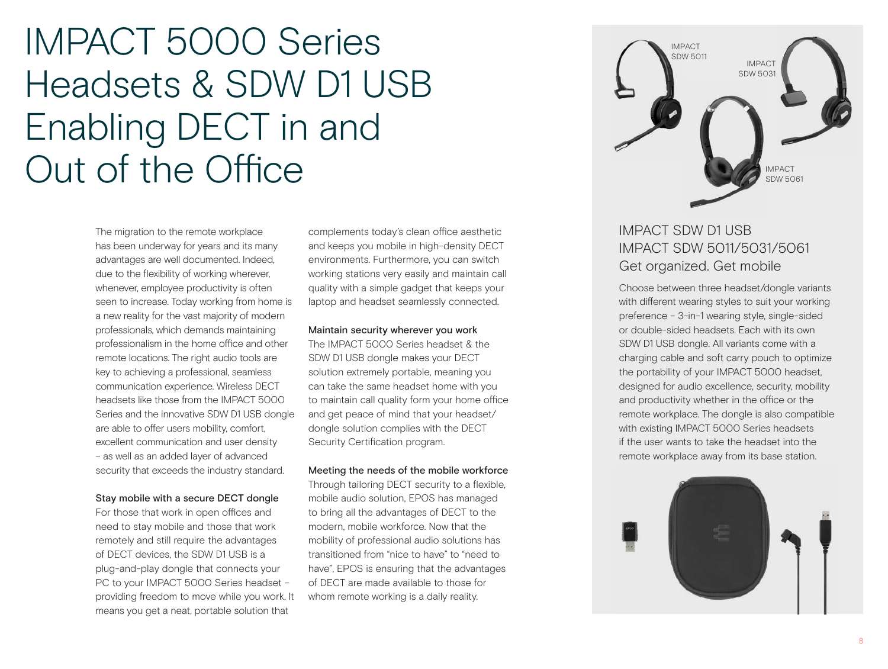# IMPACT 5000 Series Headsets & SDW D1 USB Enabling DECT in and Out of the Office

The migration to the remote workplace has been underway for years and its many advantages are well documented. Indeed, due to the flexibility of working wherever, whenever, employee productivity is often seen to increase. Today working from home is a new reality for the vast majority of modern professionals, which demands maintaining professionalism in the home office and other remote locations. The right audio tools are key to achieving a professional, seamless communication experience. Wireless DECT headsets like those from the IMPACT 5000 Series and the innovative SDW D1 USB dongle are able to offer users mobility, comfort, excellent communication and user density – as well as an added layer of advanced security that exceeds the industry standard.

**Stay mobile with a secure DECT dongle**

For those that work in open offices and need to stay mobile and those that work remotely and still require the advantages of DECT devices, the SDW D1 USB is a plug-and-play dongle that connects your PC to your IMPACT 5000 Series headset – providing freedom to move while you work. It means you get a neat, portable solution that complements today's clean office aesthetic and keeps you mobile in high-density DECT environments. Furthermore, you can switch working stations very easily and maintain call quality with a simple gadget that keeps your laptop and headset seamlessly connected.

**Maintain security wherever you work**

The IMPACT 5000 Series headset & the SDW D1 USB dongle makes your DECT solution extremely portable, meaning you can take the same headset home with you to maintain call quality form your home office and get peace of mind that your headset/dongle solution complies with the DECT Security Certification program.

**Meeting the needs of the mobile workforce**

Through tailoring DECT security to a flexible, mobile audio solution, EPOS has managed to bring all the advantages of DECT to the modern, mobile workforce. Now that the mobility of professional audio solutions has transitioned from "nice to have" to "need to have", EPOS is ensuring that the advantages of DECT are made available to those for whom remote working is a daily reality.

IMPACT SDW 5011

IMPACT SDW 5031

IMPACT SDW 5061

## IMPACT SDW D1 USB
## IMPACT SDW 5011/5031/5061
## Get organized. Get mobile

Choose between three headset/dongle variants with different wearing styles to suit your working preference – 3-in-1 wearing style, single-sided or double-sided headsets. Each with its own SDW D1 USB dongle. All variants come with a charging cable and soft carry pouch to optimize the portability of your IMPACT 5000 headset, designed for audio excellence, security, mobility and productivity whether in the office or the remote workplace. The dongle is also compatible with existing IMPACT 5000 Series headsets if the user wants to take the headset into the remote workplace away from its base station.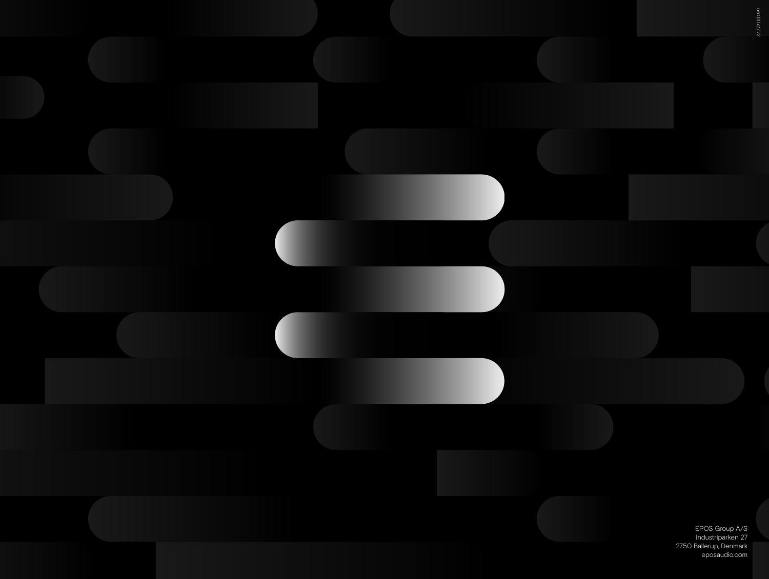560352772

EPOS Group A/S
Industriparken 27
2750 Ballerup, Denmark
eposaudio.com